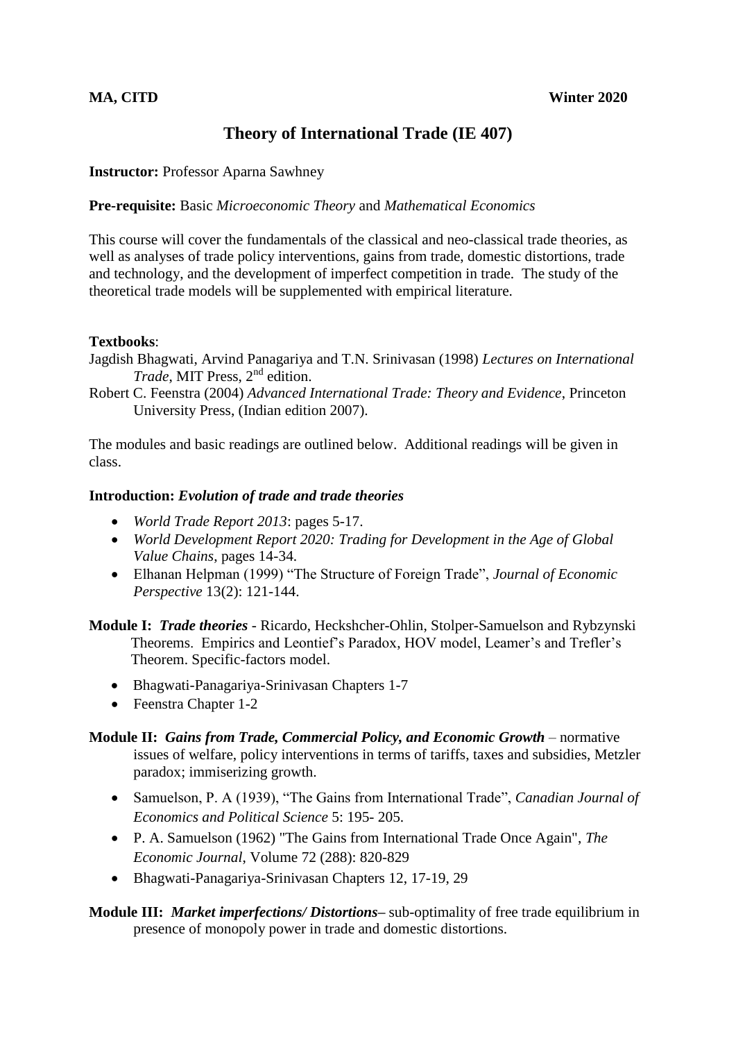**MA, CITD** **Winter 2020**

# Theory of International Trade (IE 407)

**Instructor:** Professor Aparna Sawhney

**Pre-requisite:** Basic *Microeconomic Theory* and *Mathematical Economics*

This course will cover the fundamentals of the classical and neo-classical trade theories, as well as analyses of trade policy interventions, gains from trade, domestic distortions, trade and technology, and the development of imperfect competition in trade. The study of the theoretical trade models will be supplemented with empirical literature.

**Textbooks**:

Jagdish Bhagwati, Arvind Panagariya and T.N. Srinivasan (1998) *Lectures on International Trade*, MIT Press, 2nd edition.

Robert C. Feenstra (2004) *Advanced International Trade: Theory and Evidence*, Princeton University Press, (Indian edition 2007).

The modules and basic readings are outlined below. Additional readings will be given in class.

**Introduction:** ***Evolution of trade and trade theories***

- *World Trade Report 2013*: pages 5-17.
- *World Development Report 2020: Trading for Development in the Age of Global Value Chains*, pages 14-34.
- Elhanan Helpman (1999) "The Structure of Foreign Trade", *Journal of Economic Perspective* 13(2): 121-144.

**Module I:** ***Trade theories*** - Ricardo, Heckshcher-Ohlin, Stolper-Samuelson and Rybzynski Theorems. Empirics and Leontief's Paradox, HOV model, Leamer's and Trefler's Theorem. Specific-factors model.

- Bhagwati-Panagariya-Srinivasan Chapters 1-7
- Feenstra Chapter 1-2

**Module II:** ***Gains from Trade, Commercial Policy, and Economic Growth*** – normative issues of welfare, policy interventions in terms of tariffs, taxes and subsidies, Metzler paradox; immiserizing growth.

- Samuelson, P. A (1939), "The Gains from International Trade", *Canadian Journal of Economics and Political Science* 5: 195- 205.
- P. A. Samuelson (1962) "The Gains from International Trade Once Again", *The Economic Journal*, Volume 72 (288): 820-829
- Bhagwati-Panagariya-Srinivasan Chapters 12, 17-19, 29

**Module III:** ***Market imperfections/ Distortions***– sub-optimality of free trade equilibrium in presence of monopoly power in trade and domestic distortions.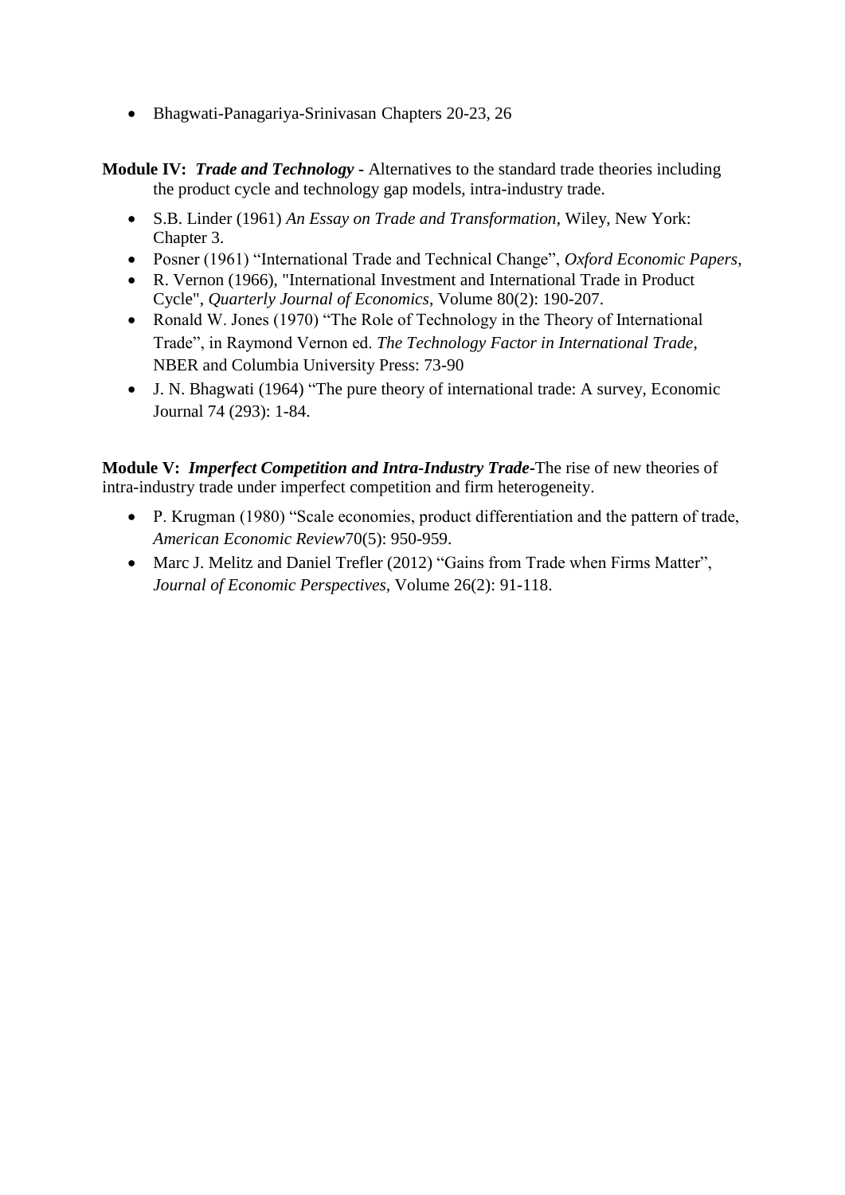- Bhagwati-Panagariya-Srinivasan Chapters 20-23, 26

**Module IV:** ***Trade and Technology*** **-** Alternatives to the standard trade theories including the product cycle and technology gap models, intra-industry trade.

- S.B. Linder (1961) *An Essay on Trade and Transformation*, Wiley, New York: Chapter 3.
- Posner (1961) "International Trade and Technical Change", *Oxford Economic Papers*,
- R. Vernon (1966), "International Investment and International Trade in Product Cycle", *Quarterly Journal of Economics*, Volume 80(2): 190-207.
- Ronald W. Jones (1970) "The Role of Technology in the Theory of International Trade", in Raymond Vernon ed. *The Technology Factor in International Trade*, NBER and Columbia University Press: 73-90
- J. N. Bhagwati (1964) "The pure theory of international trade: A survey, Economic Journal 74 (293): 1-84.

**Module V:** ***Imperfect Competition and Intra-Industry Trade***-The rise of new theories of intra-industry trade under imperfect competition and firm heterogeneity.

- P. Krugman (1980) "Scale economies, product differentiation and the pattern of trade, *American Economic Review*70(5): 950-959.
- Marc J. Melitz and Daniel Trefler (2012) "Gains from Trade when Firms Matter", *Journal of Economic Perspectives*, Volume 26(2): 91-118.